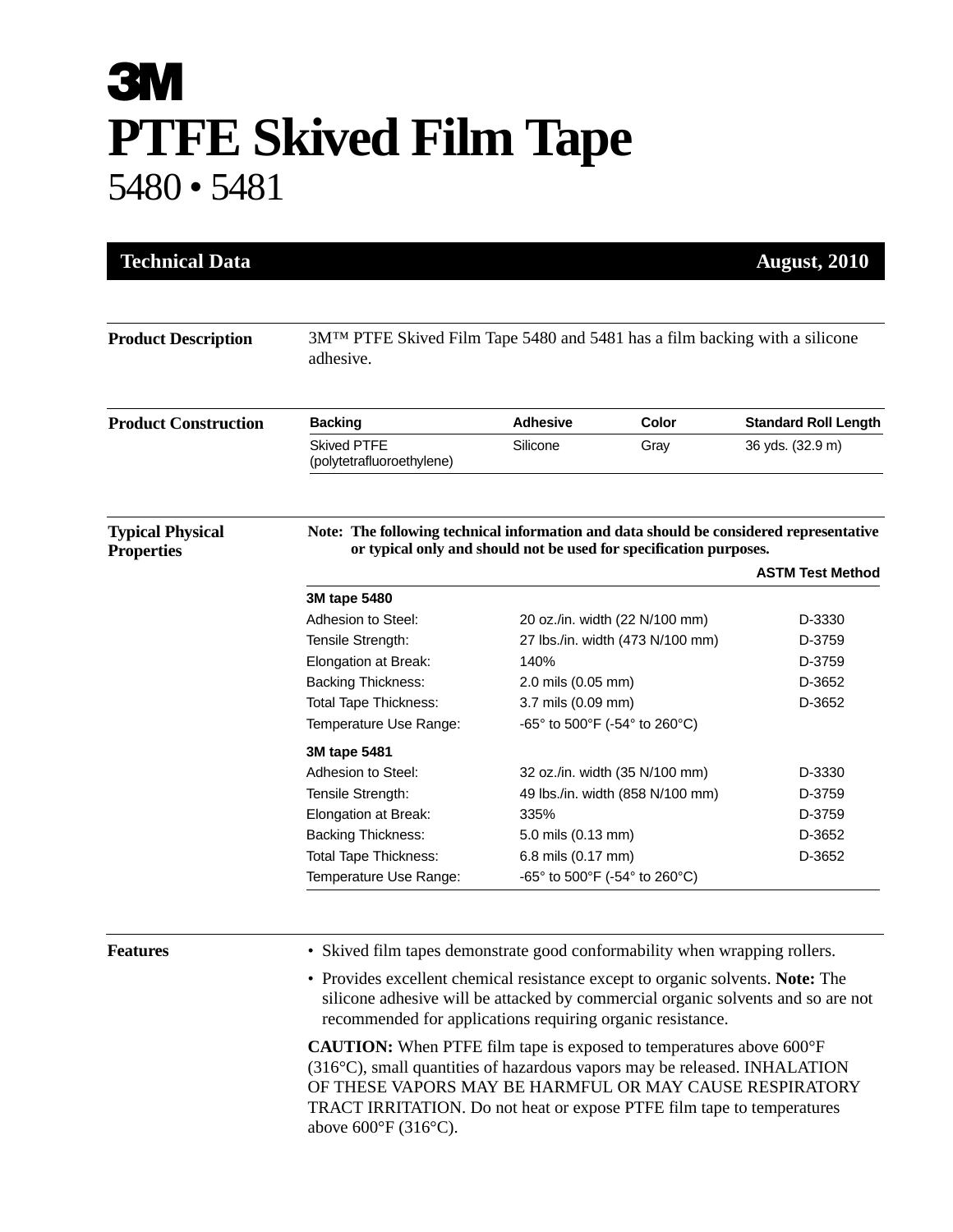# 3M

# PTFE Skived Film Tape

## 5480 • 5481

**Technical Data** — **August, 2010**

---

**Product Description**

3M™ PTFE Skived Film Tape 5480 and 5481 has a film backing with a silicone adhesive.

---

**Product Construction**

| Backing | Adhesive | Color | Standard Roll Length |
|---|---|---|---|
| Skived PTFE (polytetrafluoroethylene) | Silicone | Gray | 36 yds. (32.9 m) |

---

**Typical Physical Properties**

**Note: The following technical information and data should be considered representative or typical only and should not be used for specification purposes.**

| | | ASTM Test Method |
|---|---|---|
| **3M tape 5480** | | |
| Adhesion to Steel: | 20 oz./in. width (22 N/100 mm) | D-3330 |
| Tensile Strength: | 27 lbs./in. width (473 N/100 mm) | D-3759 |
| Elongation at Break: | 140% | D-3759 |
| Backing Thickness: | 2.0 mils (0.05 mm) | D-3652 |
| Total Tape Thickness: | 3.7 mils (0.09 mm) | D-3652 |
| Temperature Use Range: | -65° to 500°F (-54° to 260°C) | |
| **3M tape 5481** | | |
| Adhesion to Steel: | 32 oz./in. width (35 N/100 mm) | D-3330 |
| Tensile Strength: | 49 lbs./in. width (858 N/100 mm) | D-3759 |
| Elongation at Break: | 335% | D-3759 |
| Backing Thickness: | 5.0 mils (0.13 mm) | D-3652 |
| Total Tape Thickness: | 6.8 mils (0.17 mm) | D-3652 |
| Temperature Use Range: | -65° to 500°F (-54° to 260°C) | |

---

**Features**

- Skived film tapes demonstrate good conformability when wrapping rollers.
- Provides excellent chemical resistance except to organic solvents. **Note:** The silicone adhesive will be attacked by commercial organic solvents and so are not recommended for applications requiring organic resistance.

**CAUTION:** When PTFE film tape is exposed to temperatures above 600°F (316°C), small quantities of hazardous vapors may be released. INHALATION OF THESE VAPORS MAY BE HARMFUL OR MAY CAUSE RESPIRATORY TRACT IRRITATION. Do not heat or expose PTFE film tape to temperatures above 600°F (316°C).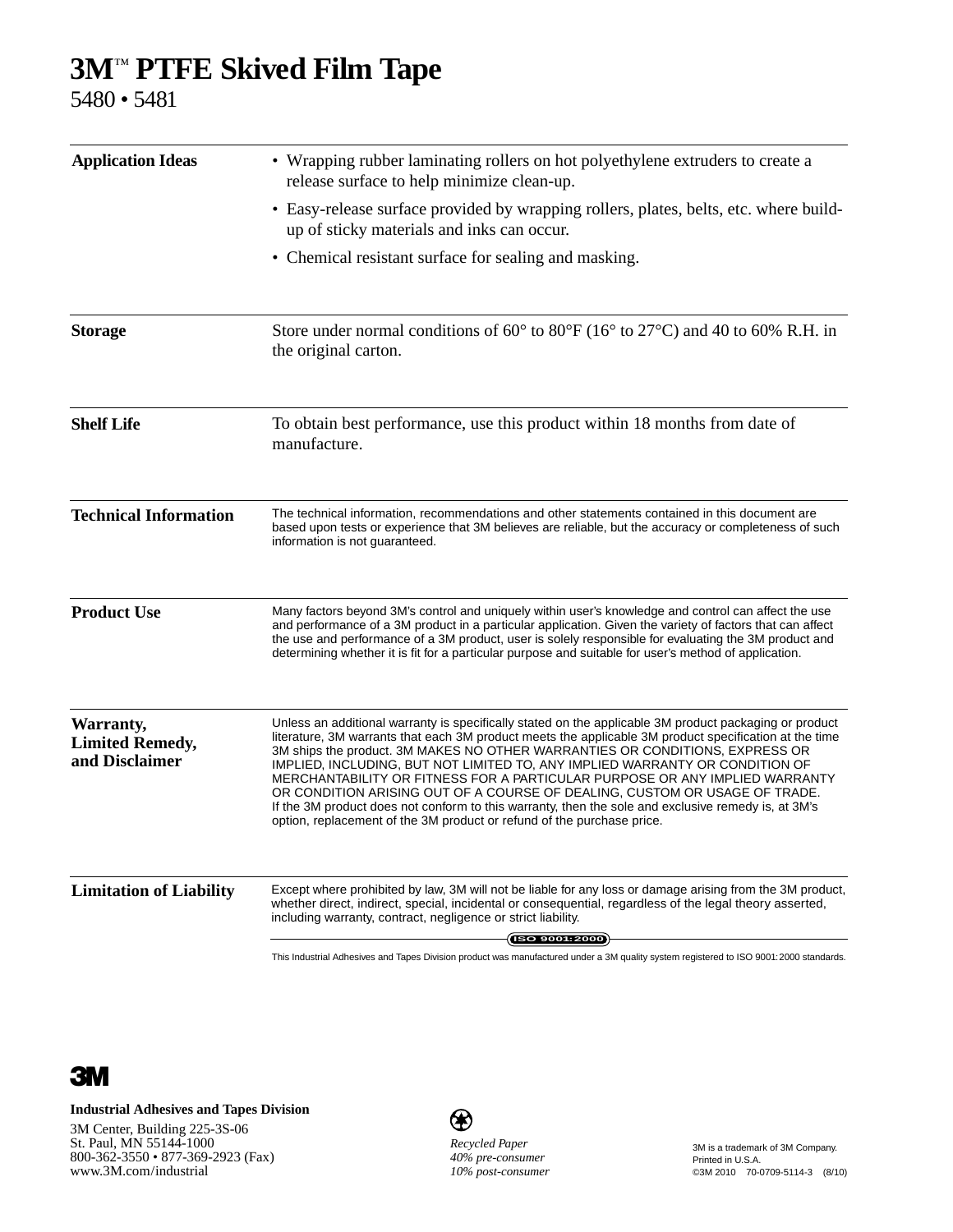# 3M™ PTFE Skived Film Tape

5480 • 5481

## Application Ideas

- Wrapping rubber laminating rollers on hot polyethylene extruders to create a release surface to help minimize clean-up.
- Easy-release surface provided by wrapping rollers, plates, belts, etc. where build-up of sticky materials and inks can occur.
- Chemical resistant surface for sealing and masking.

## Storage

Store under normal conditions of 60° to 80°F (16° to 27°C) and 40 to 60% R.H. in the original carton.

## Shelf Life

To obtain best performance, use this product within 18 months from date of manufacture.

## Technical Information

The technical information, recommendations and other statements contained in this document are based upon tests or experience that 3M believes are reliable, but the accuracy or completeness of such information is not guaranteed.

## Product Use

Many factors beyond 3M's control and uniquely within user's knowledge and control can affect the use and performance of a 3M product in a particular application. Given the variety of factors that can affect the use and performance of a 3M product, user is solely responsible for evaluating the 3M product and determining whether it is fit for a particular purpose and suitable for user's method of application.

## Warranty, Limited Remedy, and Disclaimer

Unless an additional warranty is specifically stated on the applicable 3M product packaging or product literature, 3M warrants that each 3M product meets the applicable 3M product specification at the time 3M ships the product. 3M MAKES NO OTHER WARRANTIES OR CONDITIONS, EXPRESS OR IMPLIED, INCLUDING, BUT NOT LIMITED TO, ANY IMPLIED WARRANTY OR CONDITION OF MERCHANTABILITY OR FITNESS FOR A PARTICULAR PURPOSE OR ANY IMPLIED WARRANTY OR CONDITION ARISING OUT OF A COURSE OF DEALING, CUSTOM OR USAGE OF TRADE. If the 3M product does not conform to this warranty, then the sole and exclusive remedy is, at 3M's option, replacement of the 3M product or refund of the purchase price.

## Limitation of Liability

Except where prohibited by law, 3M will not be liable for any loss or damage arising from the 3M product, whether direct, indirect, special, incidental or consequential, regardless of the legal theory asserted, including warranty, contract, negligence or strict liability.

ISO 9001:2000

This Industrial Adhesives and Tapes Division product was manufactured under a 3M quality system registered to ISO 9001:2000 standards.

3M

**Industrial Adhesives and Tapes Division**

3M Center, Building 225-3S-06
St. Paul, MN 55144-1000
800-362-3550 • 877-369-2923 (Fax)
www.3M.com/industrial

*Recycled Paper*
*40% pre-consumer*
*10% post-consumer*

3M is a trademark of 3M Company.
Printed in U.S.A.
©3M 2010 70-0709-5114-3 (8/10)